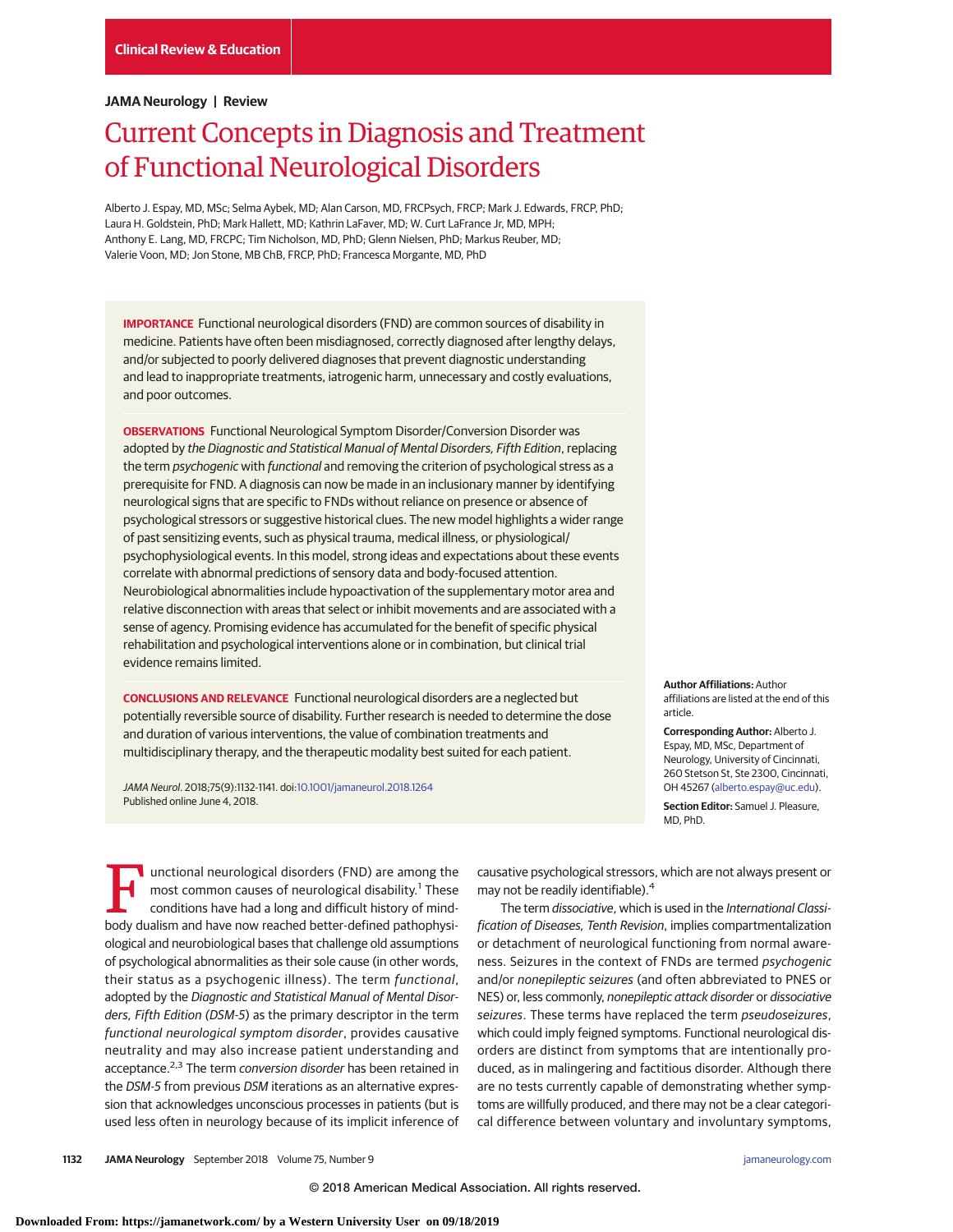Clinical Review & Education

**JAMA Neurology | Review**

# Current Concepts in Diagnosis and Treatment of Functional Neurological Disorders

Alberto J. Espay, MD, MSc; Selma Aybek, MD; Alan Carson, MD, FRCPsych, FRCP; Mark J. Edwards, FRCP, PhD; Laura H. Goldstein, PhD; Mark Hallett, MD; Kathrin LaFaver, MD; W. Curt LaFrance Jr, MD, MPH; Anthony E. Lang, MD, FRCPC; Tim Nicholson, MD, PhD; Glenn Nielsen, PhD; Markus Reuber, MD; Valerie Voon, MD; Jon Stone, MB ChB, FRCP, PhD; Francesca Morgante, MD, PhD

**IMPORTANCE** Functional neurological disorders (FND) are common sources of disability in medicine. Patients have often been misdiagnosed, correctly diagnosed after lengthy delays, and/or subjected to poorly delivered diagnoses that prevent diagnostic understanding and lead to inappropriate treatments, iatrogenic harm, unnecessary and costly evaluations, and poor outcomes.

**OBSERVATIONS** Functional Neurological Symptom Disorder/Conversion Disorder was adopted by *the Diagnostic and Statistical Manual of Mental Disorders, Fifth Edition*, replacing the term *psychogenic* with *functional* and removing the criterion of psychological stress as a prerequisite for FND. A diagnosis can now be made in an inclusionary manner by identifying neurological signs that are specific to FNDs without reliance on presence or absence of psychological stressors or suggestive historical clues. The new model highlights a wider range of past sensitizing events, such as physical trauma, medical illness, or physiological/psychophysiological events. In this model, strong ideas and expectations about these events correlate with abnormal predictions of sensory data and body-focused attention. Neurobiological abnormalities include hypoactivation of the supplementary motor area and relative disconnection with areas that select or inhibit movements and are associated with a sense of agency. Promising evidence has accumulated for the benefit of specific physical rehabilitation and psychological interventions alone or in combination, but clinical trial evidence remains limited.

**CONCLUSIONS AND RELEVANCE** Functional neurological disorders are a neglected but potentially reversible source of disability. Further research is needed to determine the dose and duration of various interventions, the value of combination treatments and multidisciplinary therapy, and the therapeutic modality best suited for each patient.

*JAMA Neurol*. 2018;75(9):1132-1141. doi:10.1001/jamaneurol.2018.1264
Published online June 4, 2018.

**Author Affiliations:** Author affiliations are listed at the end of this article.

**Corresponding Author:** Alberto J. Espay, MD, MSc, Department of Neurology, University of Cincinnati, 260 Stetson St, Ste 2300, Cincinnati, OH 45267 (alberto.espay@uc.edu).

**Section Editor:** Samuel J. Pleasure, MD, PhD.

Functional neurological disorders (FND) are among the most common causes of neurological disability.[1] These conditions have had a long and difficult history of mind-body dualism and have now reached better-defined pathophysiological and neurobiological bases that challenge old assumptions of psychological abnormalities as their sole cause (in other words, their status as a psychogenic illness). The term *functional*, adopted by the *Diagnostic and Statistical Manual of Mental Disorders, Fifth Edition* (*DSM-5*) as the primary descriptor in the term *functional neurological symptom disorder*, provides causative neutrality and may also increase patient understanding and acceptance.[2,3] The term *conversion disorder* has been retained in the *DSM-5* from previous *DSM* iterations as an alternative expression that acknowledges unconscious processes in patients (but is used less often in neurology because of its implicit inference of causative psychological stressors, which are not always present or may not be readily identifiable).[4]

The term *dissociative*, which is used in the *International Classification of Diseases, Tenth Revision*, implies compartmentalization or detachment of neurological functioning from normal awareness. Seizures in the context of FNDs are termed *psychogenic* and/or *nonepileptic seizures* (and often abbreviated to PNES or NES) or, less commonly, *nonepileptic attack disorder* or *dissociative seizures*. These terms have replaced the term *pseudoseizures*, which could imply feigned symptoms. Functional neurological disorders are distinct from symptoms that are intentionally produced, as in malingering and factitious disorder. Although there are no tests currently capable of demonstrating whether symptoms are willfully produced, and there may not be a clear categorical difference between voluntary and involuntary symptoms,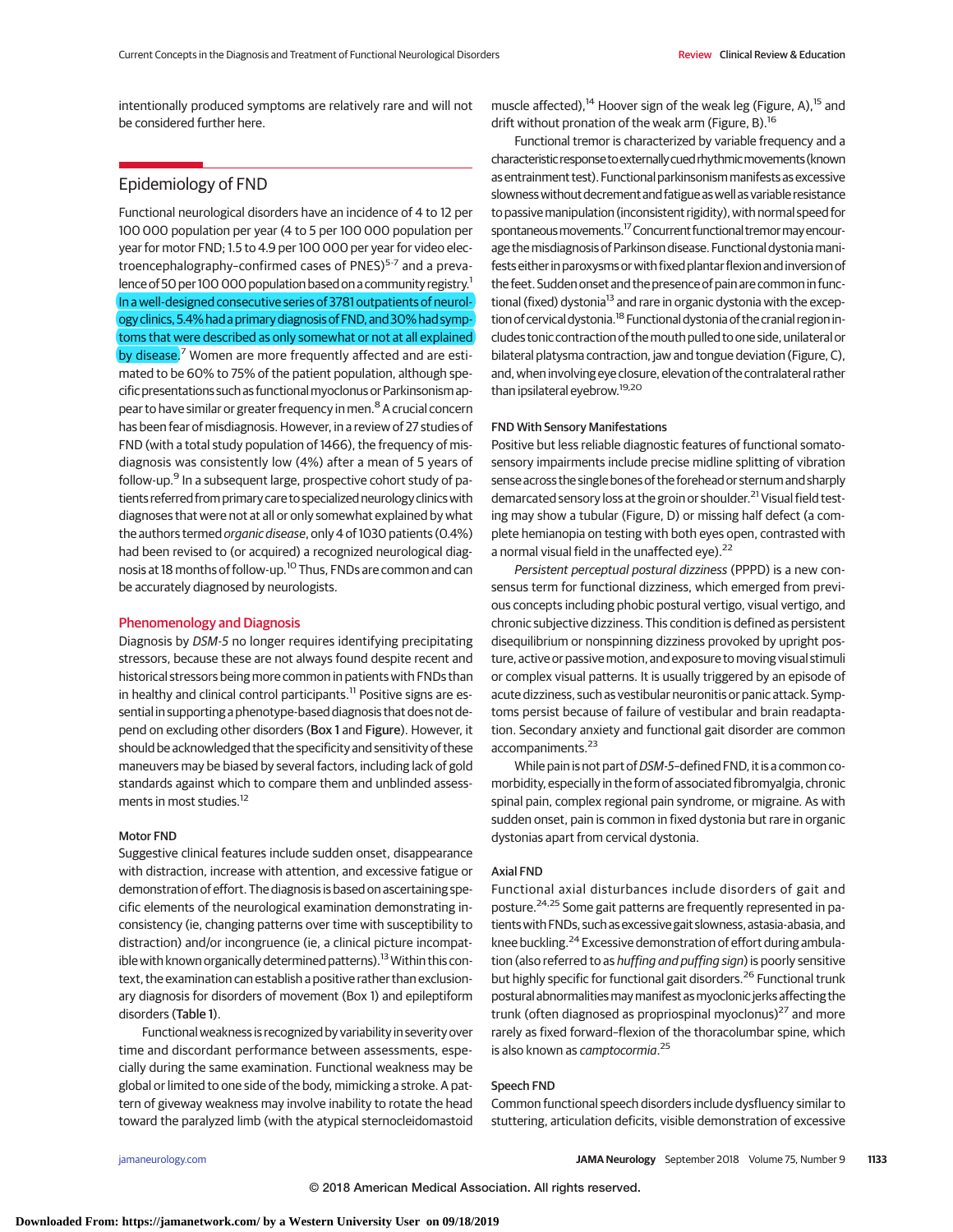intentionally produced symptoms are relatively rare and will not be considered further here.

## Epidemiology of FND

Functional neurological disorders have an incidence of 4 to 12 per 100 000 population per year (4 to 5 per 100 000 population per year for motor FND; 1.5 to 4.9 per 100 000 per year for video electroencephalography–confirmed cases of PNES)[5-7] and a prevalence of 50 per 100 000 population based on a community registry.[1] In a well-designed consecutive series of 3781 outpatients of neurology clinics, 5.4% had a primary diagnosis of FND, and 30% had symptoms that were described as only somewhat or not at all explained by disease.[7] Women are more frequently affected and are estimated to be 60% to 75% of the patient population, although specific presentations such as functional myoclonus or Parkinsonism appear to have similar or greater frequency in men.[8] A crucial concern has been fear of misdiagnosis. However, in a review of 27 studies of FND (with a total study population of 1466), the frequency of misdiagnosis was consistently low (4%) after a mean of 5 years of follow-up.[9] In a subsequent large, prospective cohort study of patients referred from primary care to specialized neurology clinics with diagnoses that were not at all or only somewhat explained by what the authors termed *organic disease*, only 4 of 1030 patients (0.4%) had been revised to (or acquired) a recognized neurological diagnosis at 18 months of follow-up.[10] Thus, FNDs are common and can be accurately diagnosed by neurologists.

### Phenomenology and Diagnosis

Diagnosis by *DSM-5* no longer requires identifying precipitating stressors, because these are not always found despite recent and historical stressors being more common in patients with FNDs than in healthy and clinical control participants.[11] Positive signs are essential in supporting a phenotype-based diagnosis that does not depend on excluding other disorders (Box 1 and Figure). However, it should be acknowledged that the specificity and sensitivity of these maneuvers may be biased by several factors, including lack of gold standards against which to compare them and unblinded assessments in most studies.[12]

#### Motor FND

Suggestive clinical features include sudden onset, disappearance with distraction, increase with attention, and excessive fatigue or demonstration of effort. The diagnosis is based on ascertaining specific elements of the neurological examination demonstrating inconsistency (ie, changing patterns over time with susceptibility to distraction) and/or incongruence (ie, a clinical picture incompatible with known organically determined patterns).[13] Within this context, the examination can establish a positive rather than exclusionary diagnosis for disorders of movement (Box 1) and epileptiform disorders (Table 1).

Functional weakness is recognized by variability in severity over time and discordant performance between assessments, especially during the same examination. Functional weakness may be global or limited to one side of the body, mimicking a stroke. A pattern of giveway weakness may involve inability to rotate the head toward the paralyzed limb (with the atypical sternocleidomastoid muscle affected),[14] Hoover sign of the weak leg (Figure, A),[15] and drift without pronation of the weak arm (Figure, B).[16]

Functional tremor is characterized by variable frequency and a characteristic response to externally cued rhythmic movements (known as entrainment test). Functional parkinsonism manifests as excessive slowness without decrement and fatigue as well as variable resistance to passive manipulation (inconsistent rigidity), with normal speed for spontaneous movements.[17] Concurrent functional tremor may encourage the misdiagnosis of Parkinson disease. Functional dystonia manifests either in paroxysms or with fixed plantar flexion and inversion of the feet. Sudden onset and the presence of pain are common in functional (fixed) dystonia[13] and rare in organic dystonia with the exception of cervical dystonia.[18] Functional dystonia of the cranial region includes tonic contraction of the mouth pulled to one side, unilateral or bilateral platysma contraction, jaw and tongue deviation (Figure, C), and, when involving eye closure, elevation of the contralateral rather than ipsilateral eyebrow.[19,20]

#### FND With Sensory Manifestations

Positive but less reliable diagnostic features of functional somatosensory impairments include precise midline splitting of vibration sense across the single bones of the forehead or sternum and sharply demarcated sensory loss at the groin or shoulder.[21] Visual field testing may show a tubular (Figure, D) or missing half defect (a complete hemianopia on testing with both eyes open, contrasted with a normal visual field in the unaffected eye).[22]

*Persistent perceptual postural dizziness* (PPPD) is a new consensus term for functional dizziness, which emerged from previous concepts including phobic postural vertigo, visual vertigo, and chronic subjective dizziness. This condition is defined as persistent disequilibrium or nonspinning dizziness provoked by upright posture, active or passive motion, and exposure to moving visual stimuli or complex visual patterns. It is usually triggered by an episode of acute dizziness, such as vestibular neuronitis or panic attack. Symptoms persist because of failure of vestibular and brain readaptation. Secondary anxiety and functional gait disorder are common accompaniments.[23]

While pain is not part of *DSM-5*–defined FND, it is a common comorbidity, especially in the form of associated fibromyalgia, chronic spinal pain, complex regional pain syndrome, or migraine. As with sudden onset, pain is common in fixed dystonia but rare in organic dystonias apart from cervical dystonia.

#### Axial FND

Functional axial disturbances include disorders of gait and posture.[24,25] Some gait patterns are frequently represented in patients with FNDs, such as excessive gait slowness, astasia-abasia, and knee buckling.[24] Excessive demonstration of effort during ambulation (also referred to as *huffing and puffing sign*) is poorly sensitive but highly specific for functional gait disorders.[26] Functional trunk postural abnormalities may manifest as myoclonic jerks affecting the trunk (often diagnosed as propriospinal myoclonus)[27] and more rarely as fixed forward–flexion of the thoracolumbar spine, which is also known as *camptocormia*.[25]

#### Speech FND

Common functional speech disorders include dysfluency similar to stuttering, articulation deficits, visible demonstration of excessive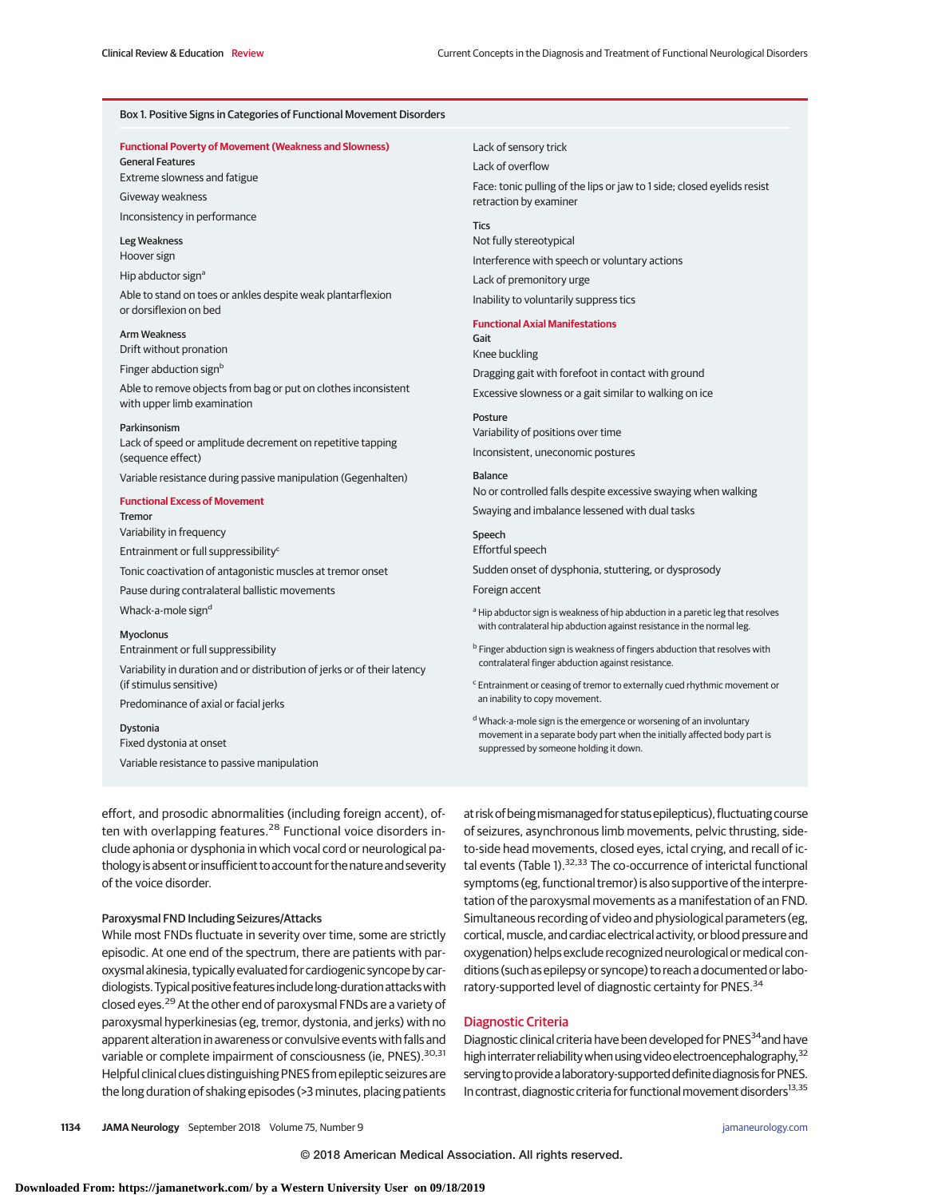## Box 1. Positive Signs in Categories of Functional Movement Disorders

### Functional Poverty of Movement (Weakness and Slowness)

**General Features**

Extreme slowness and fatigue

Giveway weakness

Inconsistency in performance

**Leg Weakness**

Hoover sign

Hip abductor sign[a]

Able to stand on toes or ankles despite weak plantarflexion or dorsiflexion on bed

**Arm Weakness**

Drift without pronation

Finger abduction sign[b]

Able to remove objects from bag or put on clothes inconsistent with upper limb examination

**Parkinsonism**

Lack of speed or amplitude decrement on repetitive tapping (sequence effect)

Variable resistance during passive manipulation (Gegenhalten)

### Functional Excess of Movement

**Tremor**

Variability in frequency

Entrainment or full suppressibility[c]

Tonic coactivation of antagonistic muscles at tremor onset

Pause during contralateral ballistic movements

Whack-a-mole sign[d]

**Myoclonus**

Entrainment or full suppressibility

Variability in duration and or distribution of jerks or of their latency (if stimulus sensitive)

Predominance of axial or facial jerks

**Dystonia**

Fixed dystonia at onset

Variable resistance to passive manipulation

Lack of sensory trick

Lack of overflow

Face: tonic pulling of the lips or jaw to 1 side; closed eyelids resist retraction by examiner

**Tics**

Not fully stereotypical

Interference with speech or voluntary actions

Lack of premonitory urge

Inability to voluntarily suppress tics

### Functional Axial Manifestations

**Gait**

Knee buckling

Dragging gait with forefoot in contact with ground

Excessive slowness or a gait similar to walking on ice

**Posture**

Variability of positions over time

Inconsistent, uneconomic postures

**Balance**

No or controlled falls despite excessive swaying when walking

Swaying and imbalance lessened with dual tasks

**Speech**

Effortful speech

Sudden onset of dysphonia, stuttering, or dysprosody

Foreign accent

[a] Hip abductor sign is weakness of hip abduction in a paretic leg that resolves with contralateral hip abduction against resistance in the normal leg.

[b] Finger abduction sign is weakness of fingers abduction that resolves with contralateral finger abduction against resistance.

[c] Entrainment or ceasing of tremor to externally cued rhythmic movement or an inability to copy movement.

[d] Whack-a-mole sign is the emergence or worsening of an involuntary movement in a separate body part when the initially affected body part is suppressed by someone holding it down.

---

effort, and prosodic abnormalities (including foreign accent), often with overlapping features.[28] Functional voice disorders include aphonia or dysphonia in which vocal cord or neurological pathology is absent or insufficient to account for the nature and severity of the voice disorder.

### Paroxysmal FND Including Seizures/Attacks

While most FNDs fluctuate in severity over time, some are strictly episodic. At one end of the spectrum, there are patients with paroxysmal akinesia, typically evaluated for cardiogenic syncope by cardiologists. Typical positive features include long-duration attacks with closed eyes.[29] At the other end of paroxysmal FNDs are a variety of paroxysmal hyperkinesias (eg, tremor, dystonia, and jerks) with no apparent alteration in awareness or convulsive events with falls and variable or complete impairment of consciousness (ie, PNES).[30,31] Helpful clinical clues distinguishing PNES from epileptic seizures are the long duration of shaking episodes (>3 minutes, placing patients at risk of being mismanaged for status epilepticus), fluctuating course of seizures, asynchronous limb movements, pelvic thrusting, side-to-side head movements, closed eyes, ictal crying, and recall of ictal events (Table 1).[32,33] The co-occurrence of interictal functional symptoms (eg, functional tremor) is also supportive of the interpretation of the paroxysmal movements as a manifestation of an FND. Simultaneous recording of video and physiological parameters (eg, cortical, muscle, and cardiac electrical activity, or blood pressure and oxygenation) helps exclude recognized neurological or medical conditions (such as epilepsy or syncope) to reach a documented or laboratory-supported level of diagnostic certainty for PNES.[34]

## Diagnostic Criteria

Diagnostic clinical criteria have been developed for PNES[34] and have high interrater reliability when using video electroencephalography,[32] serving to provide a laboratory-supported definite diagnosis for PNES. In contrast, diagnostic criteria for functional movement disorders[13,35]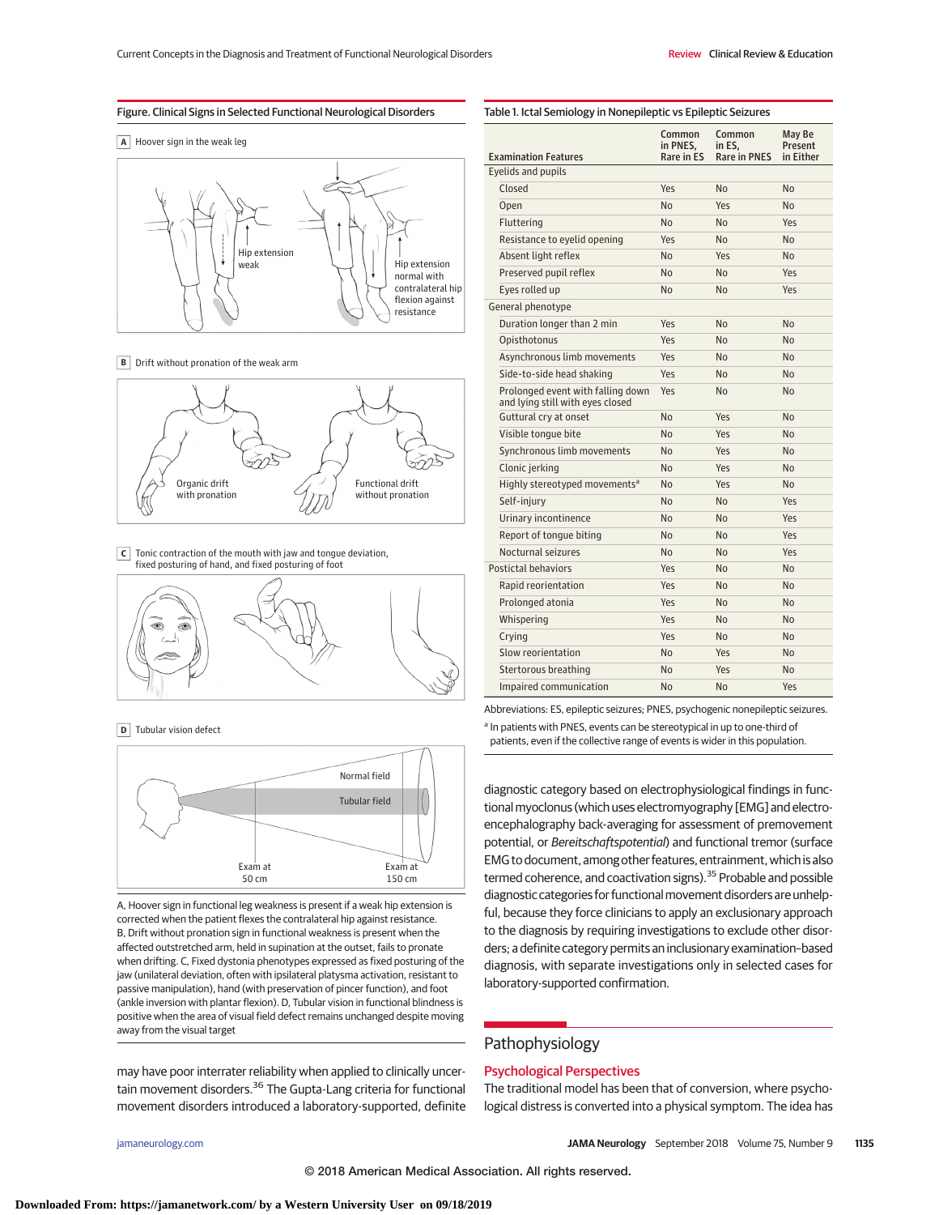**Figure. Clinical Signs in Selected Functional Neurological Disorders**

A Hoover sign in the weak leg

Hip extension weak

Hip extension normal with contralateral hip flexion against resistance

B Drift without pronation of the weak arm

Organic drift with pronation

Functional drift without pronation

C Tonic contraction of the mouth with jaw and tongue deviation, fixed posturing of hand, and fixed posturing of foot

D Tubular vision defect

Normal field

Tubular field

Exam at 50 cm

Exam at 150 cm

A, Hoover sign in functional leg weakness is present if a weak hip extension is corrected when the patient flexes the contralateral hip against resistance. B, Drift without pronation sign in functional weakness is present when the affected outstretched arm, held in supination at the outset, fails to pronate when drifting. C, Fixed dystonia phenotypes expressed as fixed posturing of the jaw (unilateral deviation, often with ipsilateral platysma activation, resistant to passive manipulation), hand (with preservation of pincer function), and foot (ankle inversion with plantar flexion). D, Tubular vision in functional blindness is positive when the area of visual field defect remains unchanged despite moving away from the visual target

may have poor interrater reliability when applied to clinically uncertain movement disorders.[36] The Gupta-Lang criteria for functional movement disorders introduced a laboratory-supported, definite diagnostic category based on electrophysiological findings in functional myoclonus (which uses electromyography [EMG] and electroencephalography back-averaging for assessment of premovement potential, or *Bereitschaftspotential*) and functional tremor (surface EMG to document, among other features, entrainment, which is also termed coherence, and coactivation signs).[35] Probable and possible diagnostic categories for functional movement disorders are unhelpful, because they force clinicians to apply an exclusionary approach to the diagnosis by requiring investigations to exclude other disorders; a definite category permits an inclusionary examination–based diagnosis, with separate investigations only in selected cases for laboratory-supported confirmation.

**Table 1. Ictal Semiology in Nonepileptic vs Epileptic Seizures**

| Examination Features | Common in PNES, Rare in ES | Common in ES, Rare in PNES | May Be Present in Either |
|---|---|---|---|
| Eyelids and pupils | | | |
| Closed | Yes | No | No |
| Open | No | Yes | No |
| Fluttering | No | No | Yes |
| Resistance to eyelid opening | Yes | No | No |
| Absent light reflex | No | Yes | No |
| Preserved pupil reflex | No | No | Yes |
| Eyes rolled up | No | No | Yes |
| General phenotype | | | |
| Duration longer than 2 min | Yes | No | No |
| Opisthotonus | Yes | No | No |
| Asynchronous limb movements | Yes | No | No |
| Side-to-side head shaking | Yes | No | No |
| Prolonged event with falling down and lying still with eyes closed | Yes | No | No |
| Guttural cry at onset | No | Yes | No |
| Visible tongue bite | No | Yes | No |
| Synchronous limb movements | No | Yes | No |
| Clonic jerking | No | Yes | No |
| Highly stereotyped movements[a] | No | Yes | No |
| Self-injury | No | No | Yes |
| Urinary incontinence | No | No | Yes |
| Report of tongue biting | No | No | Yes |
| Nocturnal seizures | No | No | Yes |
| Postictal behaviors | Yes | No | No |
| Rapid reorientation | Yes | No | No |
| Prolonged atonia | Yes | No | No |
| Whispering | Yes | No | No |
| Crying | Yes | No | No |
| Slow reorientation | No | Yes | No |
| Stertorous breathing | No | Yes | No |
| Impaired communication | No | No | Yes |

Abbreviations: ES, epileptic seizures; PNES, psychogenic nonepileptic seizures.

[a] In patients with PNES, events can be stereotypical in up to one-third of patients, even if the collective range of events is wider in this population.

## Pathophysiology

### Psychological Perspectives

The traditional model has been that of conversion, where psychological distress is converted into a physical symptom. The idea has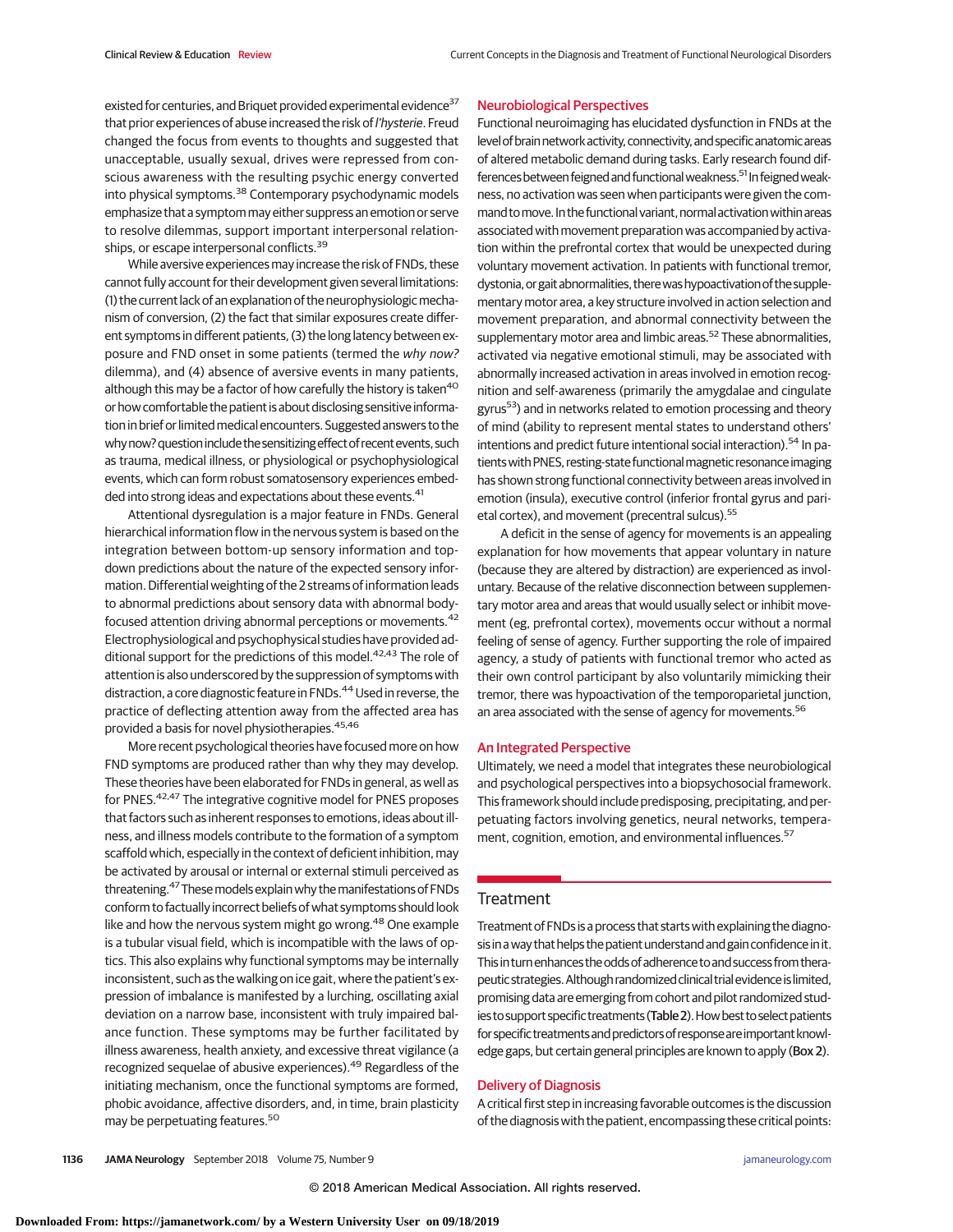existed for centuries, and Briquet provided experimental evidence[37] that prior experiences of abuse increased the risk of *l'hysterie*. Freud changed the focus from events to thoughts and suggested that unacceptable, usually sexual, drives were repressed from conscious awareness with the resulting psychic energy converted into physical symptoms.[38] Contemporary psychodynamic models emphasize that a symptom may either suppress an emotion or serve to resolve dilemmas, support important interpersonal relationships, or escape interpersonal conflicts.[39]

While aversive experiences may increase the risk of FNDs, these cannot fully account for their development given several limitations: (1) the current lack of an explanation of the neurophysiologic mechanism of conversion, (2) the fact that similar exposures create different symptoms in different patients, (3) the long latency between exposure and FND onset in some patients (termed the *why now?* dilemma), and (4) absence of aversive events in many patients, although this may be a factor of how carefully the history is taken[40] or how comfortable the patient is about disclosing sensitive information in brief or limited medical encounters. Suggested answers to the why now? question include the sensitizing effect of recent events, such as trauma, medical illness, or physiological or psychophysiological events, which can form robust somatosensory experiences embedded into strong ideas and expectations about these events.[41]

Attentional dysregulation is a major feature in FNDs. General hierarchical information flow in the nervous system is based on the integration between bottom-up sensory information and top-down predictions about the nature of the expected sensory information. Differential weighting of the 2 streams of information leads to abnormal predictions about sensory data with abnormal body-focused attention driving abnormal perceptions or movements.[42] Electrophysiological and psychophysical studies have provided additional support for the predictions of this model.[42,43] The role of attention is also underscored by the suppression of symptoms with distraction, a core diagnostic feature in FNDs.[44] Used in reverse, the practice of deflecting attention away from the affected area has provided a basis for novel physiotherapies.[45,46]

More recent psychological theories have focused more on how FND symptoms are produced rather than why they may develop. These theories have been elaborated for FNDs in general, as well as for PNES.[42,47] The integrative cognitive model for PNES proposes that factors such as inherent responses to emotions, ideas about illness, and illness models contribute to the formation of a symptom scaffold which, especially in the context of deficient inhibition, may be activated by arousal or internal or external stimuli perceived as threatening.[47] These models explain why the manifestations of FNDs conform to factually incorrect beliefs of what symptoms should look like and how the nervous system might go wrong.[48] One example is a tubular visual field, which is incompatible with the laws of optics. This also explains why functional symptoms may be internally inconsistent, such as the walking on ice gait, where the patient's expression of imbalance is manifested by a lurching, oscillating axial deviation on a narrow base, inconsistent with truly impaired balance function. These symptoms may be further facilitated by illness awareness, health anxiety, and excessive threat vigilance (a recognized sequelae of abusive experiences).[49] Regardless of the initiating mechanism, once the functional symptoms are formed, phobic avoidance, affective disorders, and, in time, brain plasticity may be perpetuating features.[50]

### Neurobiological Perspectives

Functional neuroimaging has elucidated dysfunction in FNDs at the level of brain network activity, connectivity, and specific anatomic areas of altered metabolic demand during tasks. Early research found differences between feigned and functional weakness.[51] In feigned weakness, no activation was seen when participants were given the command to move. In the functional variant, normal activation within areas associated with movement preparation was accompanied by activation within the prefrontal cortex that would be unexpected during voluntary movement activation. In patients with functional tremor, dystonia, or gait abnormalities, there was hypoactivation of the supplementary motor area, a key structure involved in action selection and movement preparation, and abnormal connectivity between the supplementary motor area and limbic areas.[52] These abnormalities, activated via negative emotional stimuli, may be associated with abnormally increased activation in areas involved in emotion recognition and self-awareness (primarily the amygdalae and cingulate gyrus[53]) and in networks related to emotion processing and theory of mind (ability to represent mental states to understand others' intentions and predict future intentional social interaction).[54] In patients with PNES, resting-state functional magnetic resonance imaging has shown strong functional connectivity between areas involved in emotion (insula), executive control (inferior frontal gyrus and parietal cortex), and movement (precentral sulcus).[55]

A deficit in the sense of agency for movements is an appealing explanation for how movements that appear voluntary in nature (because they are altered by distraction) are experienced as involuntary. Because of the relative disconnection between supplementary motor area and areas that would usually select or inhibit movement (eg, prefrontal cortex), movements occur without a normal feeling of sense of agency. Further supporting the role of impaired agency, a study of patients with functional tremor who acted as their own control participant by also voluntarily mimicking their tremor, there was hypoactivation of the temporoparietal junction, an area associated with the sense of agency for movements.[56]

### An Integrated Perspective

Ultimately, we need a model that integrates these neurobiological and psychological perspectives into a biopsychosocial framework. This framework should include predisposing, precipitating, and perpetuating factors involving genetics, neural networks, temperament, cognition, emotion, and environmental influences.[57]

## Treatment

Treatment of FNDs is a process that starts with explaining the diagnosis in a way that helps the patient understand and gain confidence in it. This in turn enhances the odds of adherence to and success from therapeutic strategies. Although randomized clinical trial evidence is limited, promising data are emerging from cohort and pilot randomized studies to support specific treatments (**Table 2**). How best to select patients for specific treatments and predictors of response are important knowledge gaps, but certain general principles are known to apply (**Box 2**).

### Delivery of Diagnosis

A critical first step in increasing favorable outcomes is the discussion of the diagnosis with the patient, encompassing these critical points: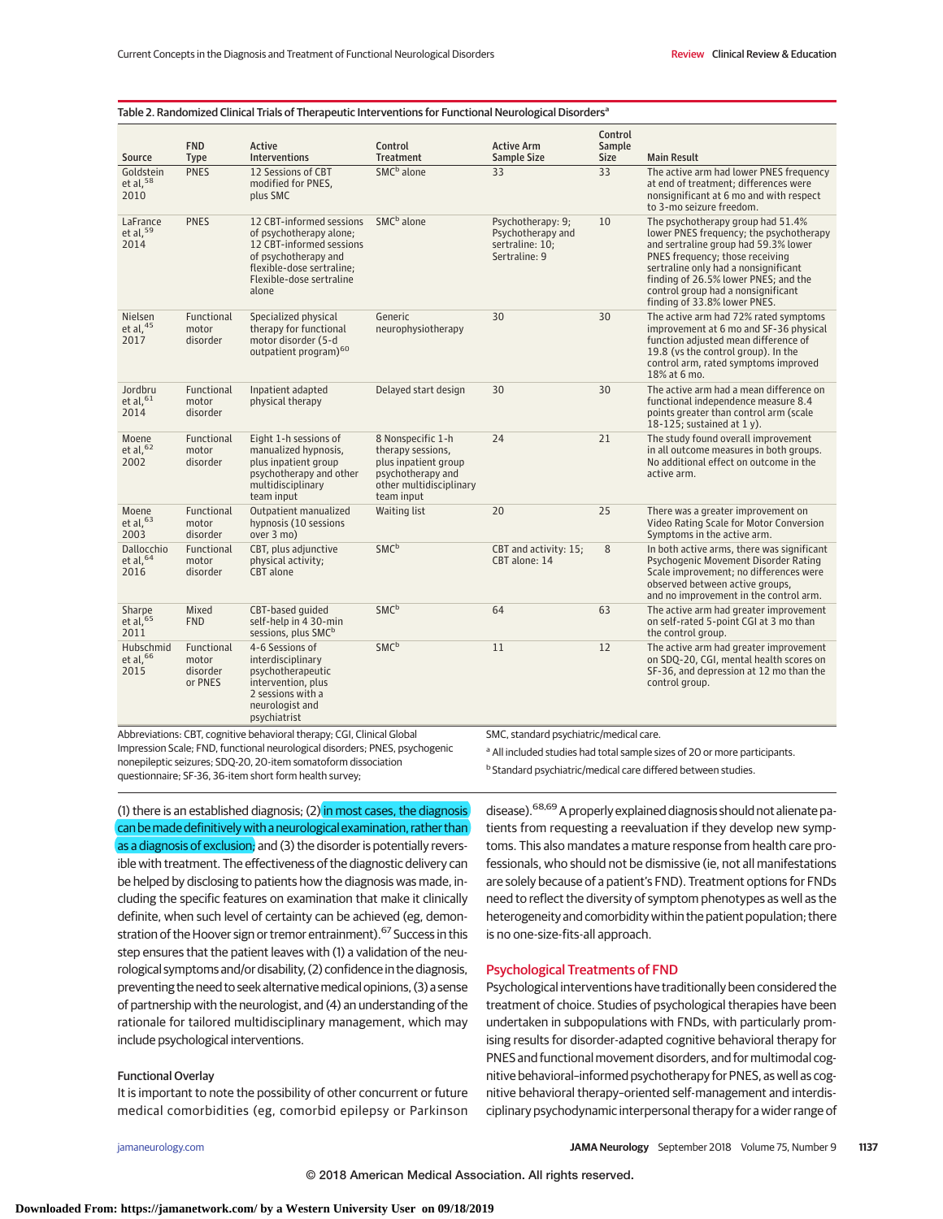Table 2. Randomized Clinical Trials of Therapeutic Interventions for Functional Neurological Disorders[a]

| Source | FND Type | Active Interventions | Control Treatment | Active Arm Sample Size | Control Sample Size | Main Result |
|---|---|---|---|---|---|---|
| Goldstein et al,[38] 2010 | PNES | 12 Sessions of CBT modified for PNES, plus SMC | SMC[b] alone | 33 | 33 | The active arm had lower PNES frequency at end of treatment; differences were nonsignificant at 6 mo and with respect to 3-mo seizure freedom. |
| LaFrance et al,[59] 2014 | PNES | 12 CBT-informed sessions of psychotherapy alone; 12 CBT-informed sessions of psychotherapy and flexible-dose sertraline; Flexible-dose sertraline alone | SMC[b] alone | Psychotherapy: 9; Psychotherapy and sertraline: 10; Sertraline: 9 | 10 | The psychotherapy group had 51.4% lower PNES frequency; the psychotherapy and sertraline group had 59.3% lower PNES frequency; those receiving sertraline only had a nonsignificant finding of 26.5% lower PNES; and the control group had a nonsignificant finding of 33.8% lower PNES. |
| Nielsen et al,[45] 2017 | Functional motor disorder | Specialized physical therapy for functional motor disorder (5-d outpatient program)[60] | Generic neurophysiotherapy | 30 | 30 | The active arm had 72% rated symptoms improvement at 6 mo and SF-36 physical function adjusted mean difference of 19.8 (vs the control group). In the control arm, rated symptoms improved 18% at 6 mo. |
| Jordbru et al,[61] 2014 | Functional motor disorder | Inpatient adapted physical therapy | Delayed start design | 30 | 30 | The active arm had a mean difference on functional independence measure 8.4 points greater than control arm (scale 18-125; sustained at 1 y). |
| Moene et al,[62] 2002 | Functional motor disorder | Eight 1-h sessions of manualized hypnosis, plus inpatient group psychotherapy and other multidisciplinary team input | 8 Nonspecific 1-h therapy sessions, plus inpatient group psychotherapy and other multidisciplinary team input | 24 | 21 | The study found overall improvement in all outcome measures in both groups. No additional effect on outcome in the active arm. |
| Moene et al,[63] 2003 | Functional motor disorder | Outpatient manualized hypnosis (10 sessions over 3 mo) | Waiting list | 20 | 25 | There was a greater improvement on Video Rating Scale for Motor Conversion Symptoms in the active arm. |
| Dallocchio et al,[64] 2016 | Functional motor disorder | CBT, plus adjunctive physical activity; CBT alone | SMC[b] | CBT and activity: 15; CBT alone: 14 | 8 | In both active arms, there was significant Psychogenic Movement Disorder Rating Scale improvement; no differences were observed between active groups, and no improvement in the control arm. |
| Sharpe et al,[65] 2011 | Mixed FND | CBT-based guided self-help in 4 30-min sessions, plus SMC[b] | SMC[b] | 64 | 63 | The active arm had greater improvement on self-rated 5-point CGI at 3 mo than the control group. |
| Hubschmid et al,[66] 2015 | Functional motor disorder or PNES | 4-6 Sessions of interdisciplinary psychotherapeutic intervention, plus 2 sessions with a neurologist and psychiatrist | SMC[b] | 11 | 12 | The active arm had greater improvement on SDQ-20, CGI, mental health scores on SF-36, and depression at 12 mo than the control group. |

Abbreviations: CBT, cognitive behavioral therapy; CGI, Clinical Global Impression Scale; FND, functional neurological disorders; PNES, psychogenic nonepileptic seizures; SDQ-20, 20-item somatoform dissociation questionnaire; SF-36, 36-item short form health survey; SMC, standard psychiatric/medical care.

[a] All included studies had total sample sizes of 20 or more participants.

[b] Standard psychiatric/medical care differed between studies.

(1) there is an established diagnosis; (2) in most cases, the diagnosis can be made definitively with a neurological examination, rather than as a diagnosis of exclusion; and (3) the disorder is potentially reversible with treatment. The effectiveness of the diagnostic delivery can be helped by disclosing to patients how the diagnosis was made, including the specific features on examination that make it clinically definite, when such level of certainty can be achieved (eg, demonstration of the Hoover sign or tremor entrainment).[67] Success in this step ensures that the patient leaves with (1) a validation of the neurological symptoms and/or disability, (2) confidence in the diagnosis, preventing the need to seek alternative medical opinions, (3) a sense of partnership with the neurologist, and (4) an understanding of the rationale for tailored multidisciplinary management, which may include psychological interventions.

### Functional Overlay

It is important to note the possibility of other concurrent or future medical comorbidities (eg, comorbid epilepsy or Parkinson disease).[68,69] A properly explained diagnosis should not alienate patients from requesting a reevaluation if they develop new symptoms. This also mandates a mature response from health care professionals, who should not be dismissive (ie, not all manifestations are solely because of a patient's FND). Treatment options for FNDs need to reflect the diversity of symptom phenotypes as well as the heterogeneity and comorbidity within the patient population; there is no one-size-fits-all approach.

## Psychological Treatments of FND

Psychological interventions have traditionally been considered the treatment of choice. Studies of psychological therapies have been undertaken in subpopulations with FNDs, with particularly promising results for disorder-adapted cognitive behavioral therapy for PNES and functional movement disorders, and for multimodal cognitive behavioral–informed psychotherapy for PNES, as well as cognitive behavioral therapy–oriented self-management and interdisciplinary psychodynamic interpersonal therapy for a wider range of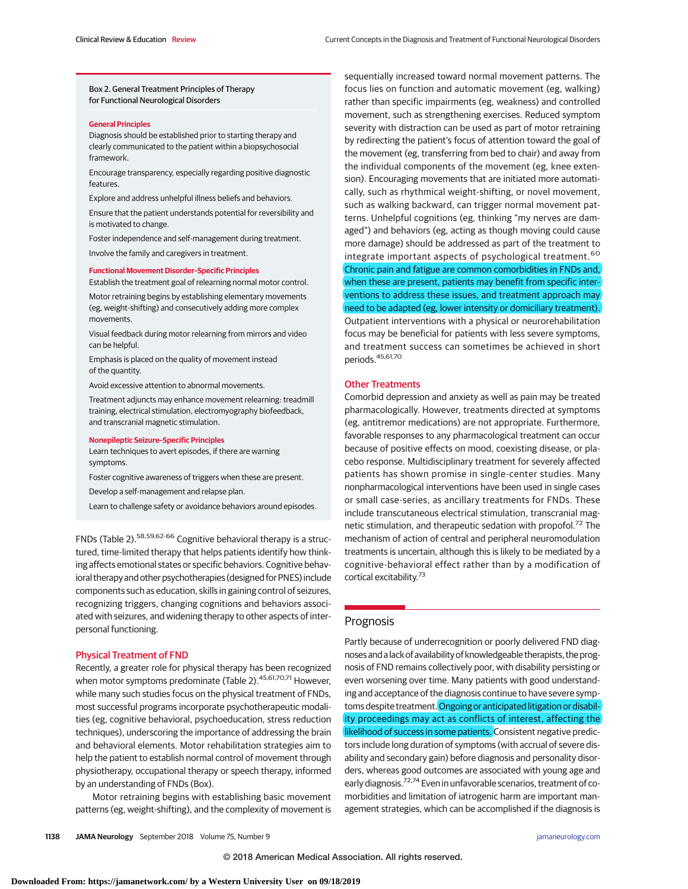## Box 2. General Treatment Principles of Therapy for Functional Neurological Disorders

**General Principles**

Diagnosis should be established prior to starting therapy and clearly communicated to the patient within a biopsychosocial framework.

Encourage transparency, especially regarding positive diagnostic features.

Explore and address unhelpful illness beliefs and behaviors.

Ensure that the patient understands potential for reversibility and is motivated to change.

Foster independence and self-management during treatment.

Involve the family and caregivers in treatment.

**Functional Movement Disorder–Specific Principles**

Establish the treatment goal of relearning normal motor control.

Motor retraining begins by establishing elementary movements (eg, weight-shifting) and consecutively adding more complex movements.

Visual feedback during motor relearning from mirrors and video can be helpful.

Emphasis is placed on the quality of movement instead of the quantity.

Avoid excessive attention to abnormal movements.

Treatment adjuncts may enhance movement relearning: treadmill training, electrical stimulation, electromyography biofeedback, and transcranial magnetic stimulation.

**Nonepileptic Seizure–Specific Principles**

Learn techniques to avert episodes, if there are warning symptoms.

Foster cognitive awareness of triggers when these are present.

Develop a self-management and relapse plan.

Learn to challenge safety or avoidance behaviors around episodes.

FNDs (Table 2).[58,59,62-66] Cognitive behavioral therapy is a structured, time-limited therapy that helps patients identify how thinking affects emotional states or specific behaviors. Cognitive behavioral therapy and other psychotherapies (designed for PNES) include components such as education, skills in gaining control of seizures, recognizing triggers, changing cognitions and behaviors associated with seizures, and widening therapy to other aspects of interpersonal functioning.

### Physical Treatment of FND

Recently, a greater role for physical therapy has been recognized when motor symptoms predominate (Table 2).[45,61,70,71] However, while many such studies focus on the physical treatment of FNDs, most successful programs incorporate psychotherapeutic modalities (eg, cognitive behavioral, psychoeducation, stress reduction techniques), underscoring the importance of addressing the brain and behavioral elements. Motor rehabilitation strategies aim to help the patient to establish normal control of movement through physiotherapy, occupational therapy or speech therapy, informed by an understanding of FNDs (Box).

Motor retraining begins with establishing basic movement patterns (eg, weight-shifting), and the complexity of movement is sequentially increased toward normal movement patterns. The focus lies on function and automatic movement (eg, walking) rather than specific impairments (eg, weakness) and controlled movement, such as strengthening exercises. Reduced symptom severity with distraction can be used as part of motor retraining by redirecting the patient's focus of attention toward the goal of the movement (eg, transferring from bed to chair) and away from the individual components of the movement (eg, knee extension). Encouraging movements that are initiated more automatically, such as rhythmical weight-shifting, or novel movement, such as walking backward, can trigger normal movement patterns. Unhelpful cognitions (eg, thinking "my nerves are damaged") and behaviors (eg, acting as though moving could cause more damage) should be addressed as part of the treatment to integrate important aspects of psychological treatment.[60] Chronic pain and fatigue are common comorbidities in FNDs and, when these are present, patients may benefit from specific interventions to address these issues, and treatment approach may need to be adapted (eg, lower intensity or domiciliary treatment). Outpatient interventions with a physical or neurorehabilitation focus may be beneficial for patients with less severe symptoms, and treatment success can sometimes be achieved in short periods.[45,61,70]

### Other Treatments

Comorbid depression and anxiety as well as pain may be treated pharmacologically. However, treatments directed at symptoms (eg, antitremor medications) are not appropriate. Furthermore, favorable responses to any pharmacological treatment can occur because of positive effects on mood, coexisting disease, or placebo response. Multidisciplinary treatment for severely affected patients has shown promise in single-center studies. Many nonpharmacological interventions have been used in single cases or small case-series, as ancillary treatments for FNDs. These include transcutaneous electrical stimulation, transcranial magnetic stimulation, and therapeutic sedation with propofol.[72] The mechanism of action of central and peripheral neuromodulation treatments is uncertain, although this is likely to be mediated by a cognitive-behavioral effect rather than by a modification of cortical excitability.[73]

## Prognosis

Partly because of underrecognition or poorly delivered FND diagnoses and a lack of availability of knowledgeable therapists, the prognosis of FND remains collectively poor, with disability persisting or even worsening over time. Many patients with good understanding and acceptance of the diagnosis continue to have severe symptoms despite treatment. Ongoing or anticipated litigation or disability proceedings may act as conflicts of interest, affecting the likelihood of success in some patients. Consistent negative predictors include long duration of symptoms (with accrual of severe disability and secondary gain) before diagnosis and personality disorders, whereas good outcomes are associated with young age and early diagnosis.[72,74] Even in unfavorable scenarios, treatment of comorbidities and limitation of iatrogenic harm are important management strategies, which can be accomplished if the diagnosis is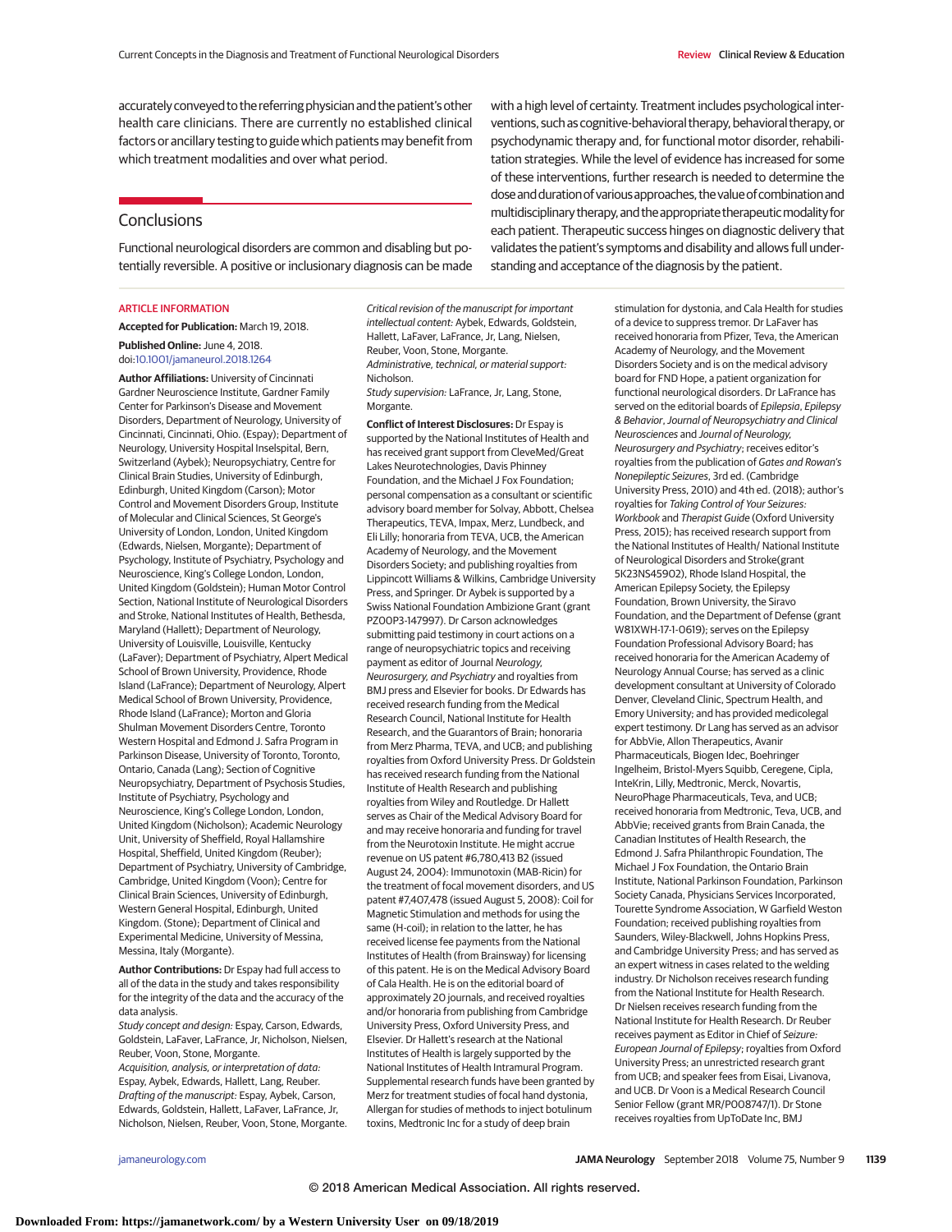accurately conveyed to the referring physician and the patient's other health care clinicians. There are currently no established clinical factors or ancillary testing to guide which patients may benefit from which treatment modalities and over what period.

## Conclusions

Functional neurological disorders are common and disabling but potentially reversible. A positive or inclusionary diagnosis can be made with a high level of certainty. Treatment includes psychological interventions, such as cognitive-behavioral therapy, behavioral therapy, or psychodynamic therapy and, for functional motor disorder, rehabilitation strategies. While the level of evidence has increased for some of these interventions, further research is needed to determine the dose and duration of various approaches, the value of combination and multidisciplinary therapy, and the appropriate therapeutic modality for each patient. Therapeutic success hinges on diagnostic delivery that validates the patient's symptoms and disability and allows full understanding and acceptance of the diagnosis by the patient.

### ARTICLE INFORMATION

**Accepted for Publication:** March 19, 2018.

**Published Online:** June 4, 2018. doi:10.1001/jamaneurol.2018.1264

**Author Affiliations:** University of Cincinnati Gardner Neuroscience Institute, Gardner Family Center for Parkinson's Disease and Movement Disorders, Department of Neurology, University of Cincinnati, Cincinnati, Ohio. (Espay); Department of Neurology, University Hospital Inselspital, Bern, Switzerland (Aybek); Neuropsychiatry, Centre for Clinical Brain Studies, University of Edinburgh, Edinburgh, United Kingdom (Carson); Motor Control and Movement Disorders Group, Institute of Molecular and Clinical Sciences, St George's University of London, London, United Kingdom (Edwards, Nielsen, Morgante); Department of Psychology, Institute of Psychiatry, Psychology and Neuroscience, King's College London, London, United Kingdom (Goldstein); Human Motor Control Section, National Institute of Neurological Disorders and Stroke, National Institutes of Health, Bethesda, Maryland (Hallett); Department of Neurology, University of Louisville, Louisville, Kentucky (LaFaver); Department of Psychiatry, Alpert Medical School of Brown University, Providence, Rhode Island (LaFrance); Department of Neurology, Alpert Medical School of Brown University, Providence, Rhode Island (LaFrance); Morton and Gloria Shulman Movement Disorders Centre, Toronto Western Hospital and Edmond J. Safra Program in Parkinson Disease, University of Toronto, Toronto, Ontario, Canada (Lang); Section of Cognitive Neuropsychiatry, Department of Psychosis Studies, Institute of Psychiatry, Psychology and Neuroscience, King's College London, London, United Kingdom (Nicholson); Academic Neurology Unit, University of Sheffield, Royal Hallamshire Hospital, Sheffield, United Kingdom (Reuber); Department of Psychiatry, University of Cambridge, Cambridge, United Kingdom (Voon); Centre for Clinical Brain Sciences, University of Edinburgh, Western General Hospital, Edinburgh, United Kingdom. (Stone); Department of Clinical and Experimental Medicine, University of Messina, Messina, Italy (Morgante).

**Author Contributions:** Dr Espay had full access to all of the data in the study and takes responsibility for the integrity of the data and the accuracy of the data analysis.

*Study concept and design:* Espay, Carson, Edwards, Goldstein, LaFaver, LaFrance, Jr, Nicholson, Nielsen, Reuber, Voon, Stone, Morgante.

*Acquisition, analysis, or interpretation of data:* Espay, Aybek, Edwards, Hallett, Lang, Reuber.

*Drafting of the manuscript:* Espay, Aybek, Carson, Edwards, Goldstein, Hallett, LaFaver, LaFrance, Jr, Nicholson, Nielsen, Reuber, Voon, Stone, Morgante.

*Critical revision of the manuscript for important intellectual content:* Aybek, Edwards, Goldstein, Hallett, LaFaver, LaFrance, Jr, Lang, Nielsen, Reuber, Voon, Stone, Morgante.

*Administrative, technical, or material support:* Nicholson.

*Study supervision:* LaFrance, Jr, Lang, Stone, Morgante.

**Conflict of Interest Disclosures:** Dr Espay is supported by the National Institutes of Health and has received grant support from CleveMed/Great Lakes Neurotechnologies, Davis Phinney Foundation, and the Michael J Fox Foundation; personal compensation as a consultant or scientific advisory board member for Solvay, Abbott, Chelsea Therapeutics, TEVA, Impax, Merz, Lundbeck, and Eli Lilly; honoraria from TEVA, UCB, the American Academy of Neurology, and the Movement Disorders Society; and publishing royalties from Lippincott Williams & Wilkins, Cambridge University Press, and Springer. Dr Aybek is supported by a Swiss National Foundation Ambizione Grant (grant PZ00P3-147997). Dr Carson acknowledges submitting paid testimony in court actions on a range of neuropsychiatric topics and receiving payment as editor of Journal *Neurology, Neurosurgery, and Psychiatry* and royalties from BMJ press and Elsevier for books. Dr Edwards has received research funding from the Medical Research Council, National Institute for Health Research, and the Guarantors of Brain; honoraria from Merz Pharma, TEVA, and UCB; and publishing royalties from Oxford University Press. Dr Goldstein has received research funding from the National Institute of Health Research and publishing royalties from Wiley and Routledge. Dr Hallett serves as Chair of the Medical Advisory Board for and may receive honoraria and funding for travel from the Neurotoxin Institute. He might accrue revenue on US patent #6,780,413 B2 (issued August 24, 2004): Immunotoxin (MAB-Ricin) for the treatment of focal movement disorders, and US patent #7,407,478 (issued August 5, 2008): Coil for Magnetic Stimulation and methods for using the same (H-coil); in relation to the latter, he has received license fee payments from the National Institutes of Health (from Brainsway) for licensing of this patent. He is on the Medical Advisory Board of Cala Health. He is on the editorial board of approximately 20 journals, and received royalties and/or honoraria from publishing from Cambridge University Press, Oxford University Press, and Elsevier. Dr Hallett's research at the National Institutes of Health is largely supported by the National Institutes of Health Intramural Program. Supplemental research funds have been granted by Merz for treatment studies of focal hand dystonia, Allergan for studies of methods to inject botulinum toxins, Medtronic Inc for a study of deep brain stimulation for dystonia, and Cala Health for studies of a device to suppress tremor. Dr LaFaver has received honoraria from Pfizer, Teva, the American Academy of Neurology, and the Movement Disorders Society and is on the medical advisory board for FND Hope, a patient organization for functional neurological disorders. Dr LaFrance has served on the editorial boards of *Epilepsia*, *Epilepsy & Behavior*, *Journal of Neuropsychiatry and Clinical Neurosciences* and *Journal of Neurology, Neurosurgery and Psychiatry*; receives editor's royalties from the publication of *Gates and Rowan's Nonepileptic Seizures*, 3rd ed. (Cambridge University Press, 2010) and 4th ed. (2018); author's royalties for *Taking Control of Your Seizures: Workbook* and *Therapist Guide* (Oxford University Press, 2015); has received research support from the National Institutes of Health/ National Institute of Neurological Disorders and Stroke(grant 5K23NS45902), Rhode Island Hospital, the American Epilepsy Society, the Epilepsy Foundation, Brown University, the Siravo Foundation, and the Department of Defense (grant W81XWH-17-1-0619); serves on the Epilepsy Foundation Professional Advisory Board; has received honoraria for the American Academy of Neurology Annual Course; has served as a clinic development consultant at University of Colorado Denver, Cleveland Clinic, Spectrum Health, and Emory University; and has provided medicolegal expert testimony. Dr Lang has served as an advisor for AbbVie, Allon Therapeutics, Avanir Pharmaceuticals, Biogen Idec, Boehringer Ingelheim, Bristol-Myers Squibb, Ceregene, Cipla, InteKrin, Lilly, Medtronic, Merck, Novartis, NeuroPhage Pharmaceuticals, Teva, and UCB; received honoraria from Medtronic, Teva, UCB, and AbbVie; received grants from Brain Canada, the Canadian Institutes of Health Research, the Edmond J. Safra Philanthropic Foundation, The Michael J Fox Foundation, the Ontario Brain Institute, National Parkinson Foundation, Parkinson Society Canada, Physicians Services Incorporated, Tourette Syndrome Association, W Garfield Weston Foundation; received publishing royalties from Saunders, Wiley-Blackwell, Johns Hopkins Press, and Cambridge University Press; and has served as an expert witness in cases related to the welding industry. Dr Nicholson receives research funding from the National Institute for Health Research. Dr Nielsen receives research funding from the National Institute for Health Research. Dr Reuber receives payment as Editor in Chief of *Seizure: European Journal of Epilepsy*; royalties from Oxford University Press; an unrestricted research grant from UCB; and speaker fees from Eisai, Livanova, and UCB. Dr Voon is a Medical Research Council Senior Fellow (grant MR/P008747/1). Dr Stone receives royalties from UpToDate Inc, BMJ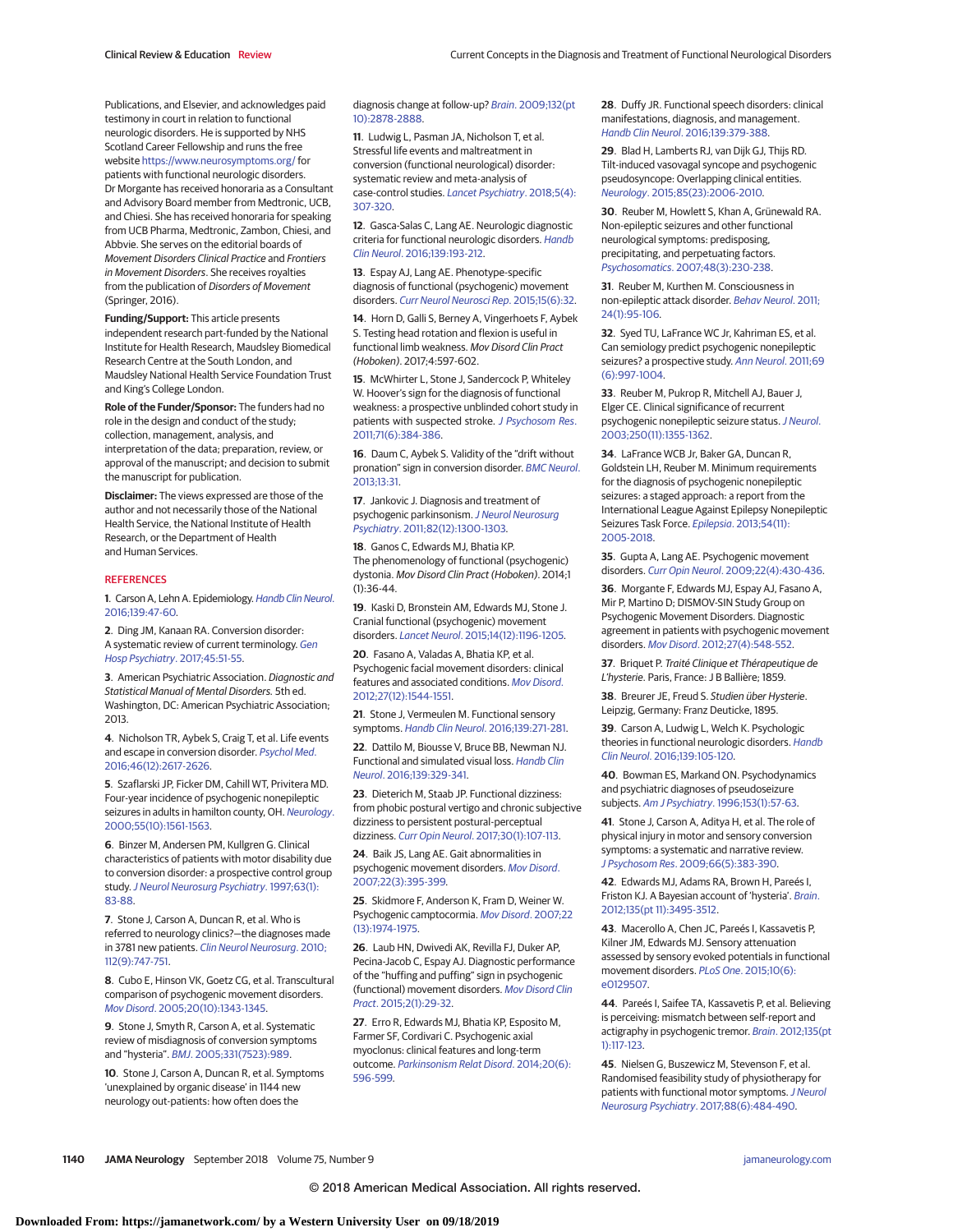Publications, and Elsevier, and acknowledges paid testimony in court in relation to functional neurologic disorders. He is supported by NHS Scotland Career Fellowship and runs the free website https://www.neurosymptoms.org/ for patients with functional neurologic disorders. Dr Morgante has received honoraria as a Consultant and Advisory Board member from Medtronic, UCB, and Chiesi. She has received honoraria for speaking from UCB Pharma, Medtronic, Zambon, Chiesi, and Abbvie. She serves on the editorial boards of *Movement Disorders Clinical Practice* and *Frontiers in Movement Disorders*. She receives royalties from the publication of *Disorders of Movement* (Springer, 2016).

**Funding/Support:** This article presents independent research part-funded by the National Institute for Health Research, Maudsley Biomedical Research Centre at the South London, and Maudsley National Health Service Foundation Trust and King's College London.

**Role of the Funder/Sponsor:** The funders had no role in the design and conduct of the study; collection, management, analysis, and interpretation of the data; preparation, review, or approval of the manuscript; and decision to submit the manuscript for publication.

**Disclaimer:** The views expressed are those of the author and not necessarily those of the National Health Service, the National Institute of Health Research, or the Department of Health and Human Services.

## REFERENCES

1. Carson A, Lehn A. Epidemiology. *Handb Clin Neurol*. 2016;139:47-60.

2. Ding JM, Kanaan RA. Conversion disorder: A systematic review of current terminology. *Gen Hosp Psychiatry*. 2017;45:51-55.

3. American Psychiatric Association. *Diagnostic and Statistical Manual of Mental Disorders*. 5th ed. Washington, DC: American Psychiatric Association; 2013.

4. Nicholson TR, Aybek S, Craig T, et al. Life events and escape in conversion disorder. *Psychol Med*. 2016;46(12):2617-2626.

5. Szaflarski JP, Ficker DM, Cahill WT, Privitera MD. Four-year incidence of psychogenic nonepileptic seizures in adults in hamilton county, OH. *Neurology*. 2000;55(10):1561-1563.

6. Binzer M, Andersen PM, Kullgren G. Clinical characteristics of patients with motor disability due to conversion disorder: a prospective control group study. *J Neurol Neurosurg Psychiatry*. 1997;63(1):83-88.

7. Stone J, Carson A, Duncan R, et al. Who is referred to neurology clinics?—the diagnoses made in 3781 new patients. *Clin Neurol Neurosurg*. 2010;112(9):747-751.

8. Cubo E, Hinson VK, Goetz CG, et al. Transcultural comparison of psychogenic movement disorders. *Mov Disord*. 2005;20(10):1343-1345.

9. Stone J, Smyth R, Carson A, et al. Systematic review of misdiagnosis of conversion symptoms and "hysteria". *BMJ*. 2005;331(7523):989.

10. Stone J, Carson A, Duncan R, et al. Symptoms 'unexplained by organic disease' in 1144 new neurology out-patients: how often does the diagnosis change at follow-up? *Brain*. 2009;132(pt 10):2878-2888.

11. Ludwig L, Pasman JA, Nicholson T, et al. Stressful life events and maltreatment in conversion (functional neurological) disorder: systematic review and meta-analysis of case-control studies. *Lancet Psychiatry*. 2018;5(4):307-320.

12. Gasca-Salas C, Lang AE. Neurologic diagnostic criteria for functional neurologic disorders. *Handb Clin Neurol*. 2016;139:193-212.

13. Espay AJ, Lang AE. Phenotype-specific diagnosis of functional (psychogenic) movement disorders. *Curr Neurol Neurosci Rep*. 2015;15(6):32.

14. Horn D, Galli S, Berney A, Vingerhoets F, Aybek S. Testing head rotation and flexion is useful in functional limb weakness. *Mov Disord Clin Pract (Hoboken)*. 2017;4:597-602.

15. McWhirter L, Stone J, Sandercock P, Whiteley W. Hoover's sign for the diagnosis of functional weakness: a prospective unblinded cohort study in patients with suspected stroke. *J Psychosom Res*. 2011;71(6):384-386.

16. Daum C, Aybek S. Validity of the "drift without pronation" sign in conversion disorder. *BMC Neurol*. 2013;13:31.

17. Jankovic J. Diagnosis and treatment of psychogenic parkinsonism. *J Neurol Neurosurg Psychiatry*. 2011;82(12):1300-1303.

18. Ganos C, Edwards MJ, Bhatia KP. The phenomenology of functional (psychogenic) dystonia. *Mov Disord Clin Pract (Hoboken)*. 2014;1(1):36-44.

19. Kaski D, Bronstein AM, Edwards MJ, Stone J. Cranial functional (psychogenic) movement disorders. *Lancet Neurol*. 2015;14(12):1196-1205.

20. Fasano A, Valadas A, Bhatia KP, et al. Psychogenic facial movement disorders: clinical features and associated conditions. *Mov Disord*. 2012;27(12):1544-1551.

21. Stone J, Vermeulen M. Functional sensory symptoms. *Handb Clin Neurol*. 2016;139:271-281.

22. Dattilo M, Biousse V, Bruce BB, Newman NJ. Functional and simulated visual loss. *Handb Clin Neurol*. 2016;139:329-341.

23. Dieterich M, Staab JP. Functional dizziness: from phobic postural vertigo and chronic subjective dizziness to persistent postural-perceptual dizziness. *Curr Opin Neurol*. 2017;30(1):107-113.

24. Baik JS, Lang AE. Gait abnormalities in psychogenic movement disorders. *Mov Disord*. 2007;22(3):395-399.

25. Skidmore F, Anderson K, Fram D, Weiner W. Psychogenic camptocormia. *Mov Disord*. 2007;22(13):1974-1975.

26. Laub HN, Dwivedi AK, Revilla FJ, Duker AP, Pecina-Jacob C, Espay AJ. Diagnostic performance of the "huffing and puffing" sign in psychogenic (functional) movement disorders. *Mov Disord Clin Pract*. 2015;2(1):29-32.

27. Erro R, Edwards MJ, Bhatia KP, Esposito M, Farmer SF, Cordivari C. Psychogenic axial myoclonus: clinical features and long-term outcome. *Parkinsonism Relat Disord*. 2014;20(6):596-599.

28. Duffy JR. Functional speech disorders: clinical manifestations, diagnosis, and management. *Handb Clin Neurol*. 2016;139:379-388.

29. Blad H, Lamberts RJ, van Dijk GJ, Thijs RD. Tilt-induced vasovagal syncope and psychogenic pseudosyncope: Overlapping clinical entities. *Neurology*. 2015;85(23):2006-2010.

30. Reuber M, Howlett S, Khan A, Grünewald RA. Non-epileptic seizures and other functional neurological symptoms: predisposing, precipitating, and perpetuating factors. *Psychosomatics*. 2007;48(3):230-238.

31. Reuber M, Kurthen M. Consciousness in non-epileptic attack disorder. *Behav Neurol*. 2011;24(1):95-106.

32. Syed TU, LaFrance WC Jr, Kahriman ES, et al. Can semiology predict psychogenic nonepileptic seizures? a prospective study. *Ann Neurol*. 2011;69(6):997-1004.

33. Reuber M, Pukrop R, Mitchell AJ, Bauer J, Elger CE. Clinical significance of recurrent psychogenic nonepileptic seizure status. *J Neurol*. 2003;250(11):1355-1362.

34. LaFrance WCB Jr, Baker GA, Duncan R, Goldstein LH, Reuber M. Minimum requirements for the diagnosis of psychogenic nonepileptic seizures: a staged approach: a report from the International League Against Epilepsy Nonepileptic Seizures Task Force. *Epilepsia*. 2013;54(11):2005-2018.

35. Gupta A, Lang AE. Psychogenic movement disorders. *Curr Opin Neurol*. 2009;22(4):430-436.

36. Morgante F, Edwards MJ, Espay AJ, Fasano A, Mir P, Martino D; DISMOV-SIN Study Group on Psychogenic Movement Disorders. Diagnostic agreement in patients with psychogenic movement disorders. *Mov Disord*. 2012;27(4):548-552.

37. Briquet P. *Traité Clinique et Thérapeutique de L'hysterie*. Paris, France: J B Ballière; 1859.

38. Breuer JE, Freud S. *Studien über Hysterie*. Leipzig, Germany: Franz Deuticke, 1895.

39. Carson A, Ludwig L, Welch K. Psychologic theories in functional neurologic disorders. *Handb Clin Neurol*. 2016;139:105-120.

40. Bowman ES, Markand ON. Psychodynamics and psychiatric diagnoses of pseudoseizure subjects. *Am J Psychiatry*. 1996;153(1):57-63.

41. Stone J, Carson A, Aditya H, et al. The role of physical injury in motor and sensory conversion symptoms: a systematic and narrative review. *J Psychosom Res*. 2009;66(5):383-390.

42. Edwards MJ, Adams RA, Brown H, Pareés I, Friston KJ. A Bayesian account of 'hysteria'. *Brain*. 2012;135(pt 11):3495-3512.

43. Macerollo A, Chen JC, Pareés I, Kassavetis P, Kilner JM, Edwards MJ. Sensory attenuation assessed by sensory evoked potentials in functional movement disorders. *PLoS One*. 2015;10(6):e0129507.

44. Pareés I, Saifee TA, Kassavetis P, et al. Believing is perceiving: mismatch between self-report and actigraphy in psychogenic tremor. *Brain*. 2012;135(pt 1):117-123.

45. Nielsen G, Buszewicz M, Stevenson F, et al. Randomised feasibility study of physiotherapy for patients with functional motor symptoms. *J Neurol Neurosurg Psychiatry*. 2017;88(6):484-490.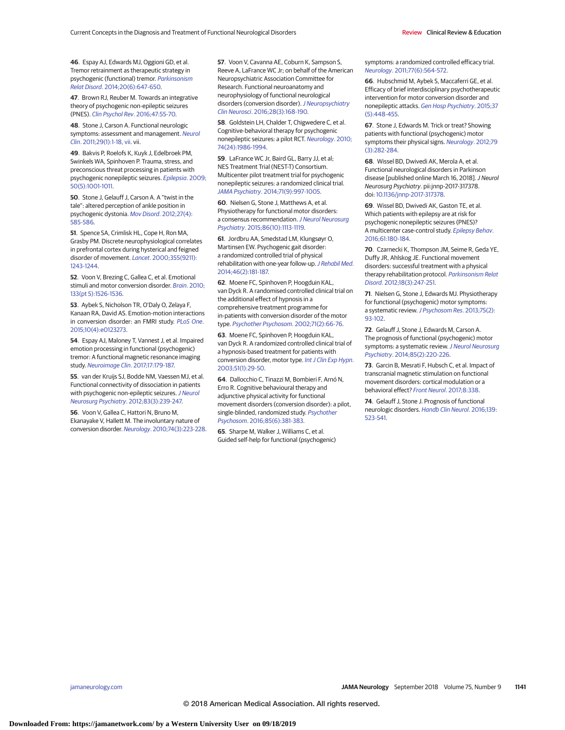46. Espay AJ, Edwards MJ, Oggioni GD, et al. Tremor retrainment as therapeutic strategy in psychogenic (functional) tremor. *Parkinsonism Relat Disord*. 2014;20(6):647-650.

47. Brown RJ, Reuber M. Towards an integrative theory of psychogenic non-epileptic seizures (PNES). *Clin Psychol Rev*. 2016;47:55-70.

48. Stone J, Carson A. Functional neurologic symptoms: assessment and management. *Neurol Clin*. 2011;29(1):1-18, vii. vii.

49. Bakvis P, Roelofs K, Kuyk J, Edelbroek PM, Swinkels WA, Spinhoven P. Trauma, stress, and preconscious threat processing in patients with psychogenic nonepileptic seizures. *Epilepsia*. 2009;50(5):1001-1011.

50. Stone J, Gelauff J, Carson A. A "twist in the tale": altered perception of ankle position in psychogenic dystonia. *Mov Disord*. 2012;27(4):585-586.

51. Spence SA, Crimlisk HL, Cope H, Ron MA, Grasby PM. Discrete neurophysiological correlates in prefrontal cortex during hysterical and feigned disorder of movement. *Lancet*. 2000;355(9211):1243-1244.

52. Voon V, Brezing C, Gallea C, et al. Emotional stimuli and motor conversion disorder. *Brain*. 2010;133(pt 5):1526-1536.

53. Aybek S, Nicholson TR, O'Daly O, Zelaya F, Kanaan RA, David AS. Emotion-motion interactions in conversion disorder: an FMRI study. *PLoS One*. 2015;10(4):e0123273.

54. Espay AJ, Maloney T, Vannest J, et al. Impaired emotion processing in functional (psychogenic) tremor: A functional magnetic resonance imaging study. *Neuroimage Clin*. 2017;17:179-187.

55. van der Kruijs SJ, Bodde NM, Vaessen MJ, et al. Functional connectivity of dissociation in patients with psychogenic non-epileptic seizures. *J Neurol Neurosurg Psychiatry*. 2012;83(3):239-247.

56. Voon V, Gallea C, Hattori N, Bruno M, Ekanayake V, Hallett M. The involuntary nature of conversion disorder. *Neurology*. 2010;74(3):223-228.

57. Voon V, Cavanna AE, Coburn K, Sampson S, Reeve A, LaFrance WC Jr; on behalf of the American Neuropsychiatric Association Committee for Research. Functional neuroanatomy and neurophysiology of functional neurological disorders (conversion disorder). *J Neuropsychiatry Clin Neurosci*. 2016;28(3):168-190.

58. Goldstein LH, Chalder T, Chigwedere C, et al. Cognitive-behavioral therapy for psychogenic nonepileptic seizures: a pilot RCT. *Neurology*. 2010;74(24):1986-1994.

59. LaFrance WC Jr, Baird GL, Barry JJ, et al; NES Treatment Trial (NEST-T) Consortium. Multicenter pilot treatment trial for psychogenic nonepileptic seizures: a randomized clinical trial. *JAMA Psychiatry*. 2014;71(9):997-1005.

60. Nielsen G, Stone J, Matthews A, et al. Physiotherapy for functional motor disorders: a consensus recommendation. *J Neurol Neurosurg Psychiatry*. 2015;86(10):1113-1119.

61. Jordbru AA, Smedstad LM, Klungsøyr O, Martinsen EW. Psychogenic gait disorder: a randomized controlled trial of physical rehabilitation with one-year follow-up. *J Rehabil Med*. 2014;46(2):181-187.

62. Moene FC, Spinhoven P, Hoogduin KAL, van Dyck R. A randomised controlled clinical trial on the additional effect of hypnosis in a comprehensive treatment programme for in-patients with conversion disorder of the motor type. *Psychother Psychosom*. 2002;71(2):66-76.

63. Moene FC, Spinhoven P, Hoogduin KAL, van Dyck R. A randomized controlled clinical trial of a hypnosis-based treatment for patients with conversion disorder, motor type. *Int J Clin Exp Hypn*. 2003;51(1):29-50.

64. Dallocchio C, Tinazzi M, Bombieri F, Arnó N, Erro R. Cognitive behavioural therapy and adjunctive physical activity for functional movement disorders (conversion disorder): a pilot, single-blinded, randomized study. *Psychother Psychosom*. 2016;85(6):381-383.

65. Sharpe M, Walker J, Williams C, et al. Guided self-help for functional (psychogenic) symptoms: a randomized controlled efficacy trial. *Neurology*. 2011;77(6):564-572.

66. Hubschmid M, Aybek S, Maccaferri GE, et al. Efficacy of brief interdisciplinary psychotherapeutic intervention for motor conversion disorder and nonepileptic attacks. *Gen Hosp Psychiatry*. 2015;37(5):448-455.

67. Stone J, Edwards M. Trick or treat? Showing patients with functional (psychogenic) motor symptoms their physical signs. *Neurology*. 2012;79(3):282-284.

68. Wissel BD, Dwivedi AK, Merola A, et al. Functional neurological disorders in Parkinson disease [published online March 16, 2018]. *J Neurol Neurosurg Psychiatry*. pii:jnnp-2017-317378. doi: 10.1136/jnnp-2017-317378.

69. Wissel BD, Dwivedi AK, Gaston TE, et al. Which patients with epilepsy are at risk for psychogenic nonepileptic seizures (PNES)? A multicenter case-control study. *Epilepsy Behav*. 2016;61:180-184.

70. Czarnecki K, Thompson JM, Seime R, Geda YE, Duffy JR, Ahlskog JE. Functional movement disorders: successful treatment with a physical therapy rehabilitation protocol. *Parkinsonism Relat Disord*. 2012;18(3):247-251.

71. Nielsen G, Stone J, Edwards MJ. Physiotherapy for functional (psychogenic) motor symptoms: a systematic review. *J Psychosom Res*. 2013;75(2):93-102.

72. Gelauff J, Stone J, Edwards M, Carson A. The prognosis of functional (psychogenic) motor symptoms: a systematic review. *J Neurol Neurosurg Psychiatry*. 2014;85(2):220-226.

73. Garcin B, Mesrati F, Hubsch C, et al. Impact of transcranial magnetic stimulation on functional movement disorders: cortical modulation or a behavioral effect? *Front Neurol*. 2017;8:338.

74. Gelauff J, Stone J. Prognosis of functional neurologic disorders. *Handb Clin Neurol*. 2016;139:523-541.